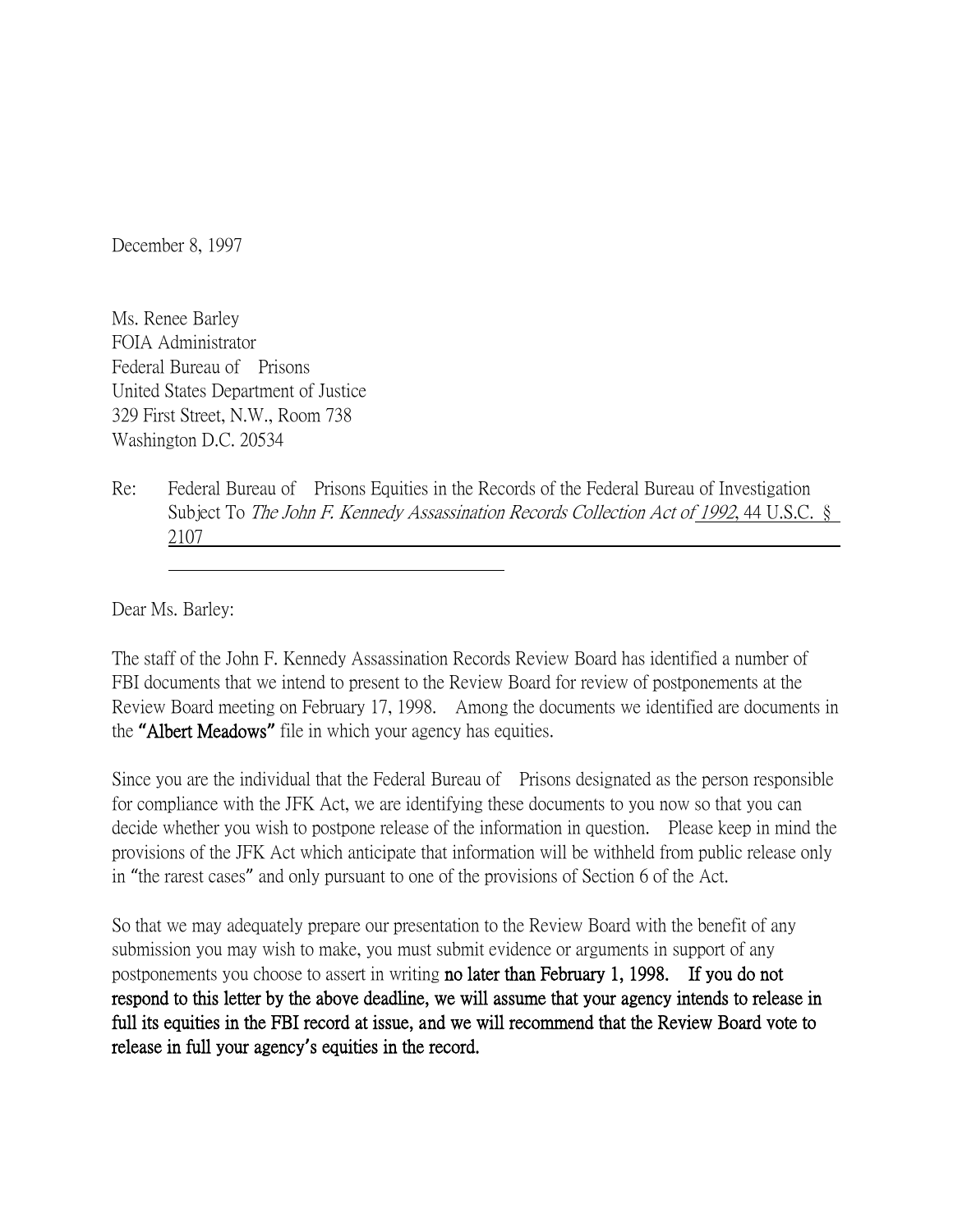December 8, 1997

Ms. Renee Barley  
FOIA Administrator  
Federal Bureau of Prisons  
United States Department of Justice  
329 First Street, N.W., Room 738  
Washington D.C. 20534

Re: Federal Bureau of Prisons Equities in the Records of the Federal Bureau of Investigation Subject To *The John F. Kennedy Assassination Records Collection Act of 1992*, 44 U.S.C. § 2107

Dear Ms. Barley:

The staff of the John F. Kennedy Assassination Records Review Board has identified a number of FBI documents that we intend to present to the Review Board for review of postponements at the Review Board meeting on February 17, 1998. Among the documents we identified are documents in the **"Albert Meadows"** file in which your agency has equities.

Since you are the individual that the Federal Bureau of Prisons designated as the person responsible for compliance with the JFK Act, we are identifying these documents to you now so that you can decide whether you wish to postpone release of the information in question. Please keep in mind the provisions of the JFK Act which anticipate that information will be withheld from public release only in "the rarest cases" and only pursuant to one of the provisions of Section 6 of the Act.

So that we may adequately prepare our presentation to the Review Board with the benefit of any submission you may wish to make, you must submit evidence or arguments in support of any postponements you choose to assert in writing **no later than February 1, 1998. If you do not respond to this letter by the above deadline, we will assume that your agency intends to release in full its equities in the FBI record at issue, and we will recommend that the Review Board vote to release in full your agency's equities in the record.**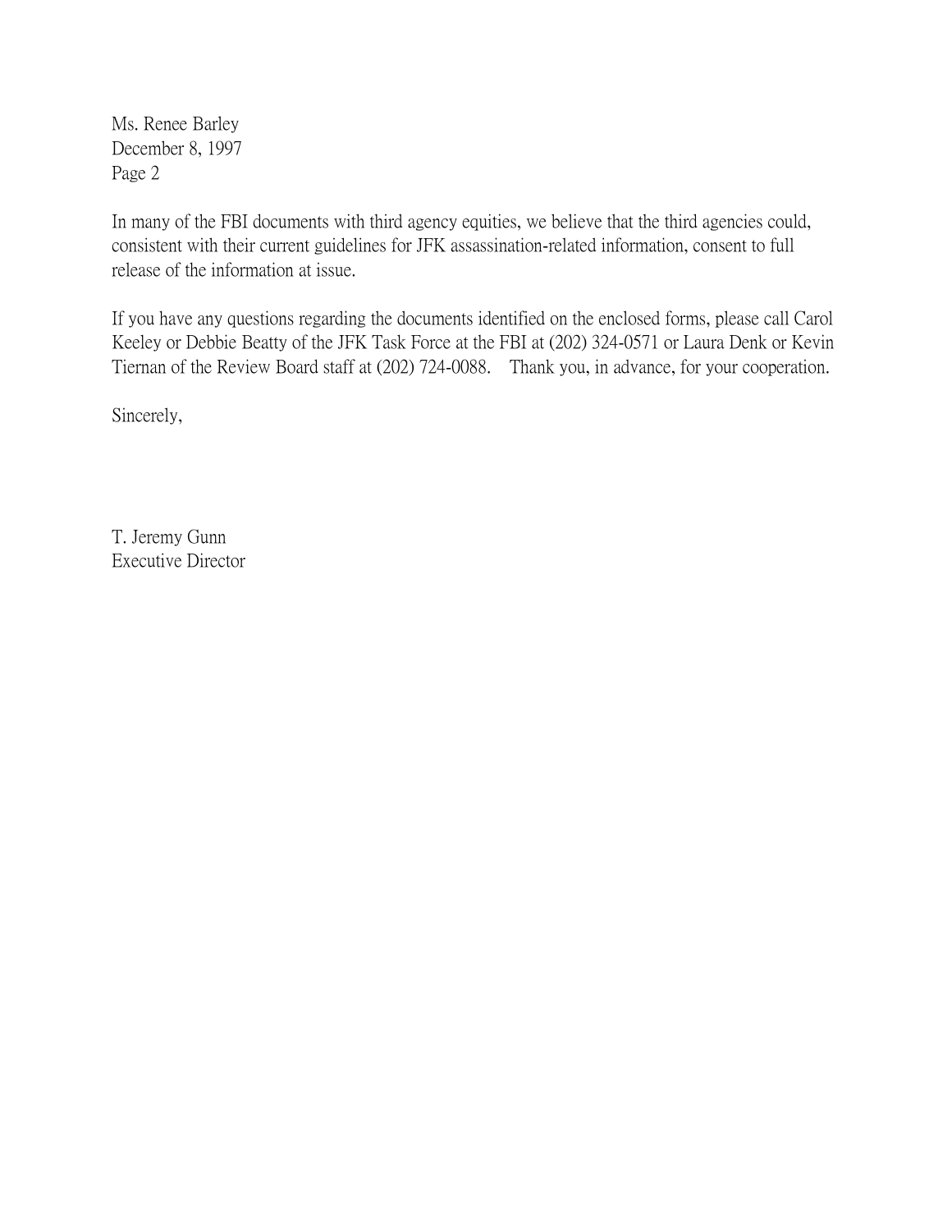Ms. Renee Barley
December 8, 1997
Page 2

In many of the FBI documents with third agency equities, we believe that the third agencies could, consistent with their current guidelines for JFK assassination-related information, consent to full release of the information at issue.

If you have any questions regarding the documents identified on the enclosed forms, please call Carol Keeley or Debbie Beatty of the JFK Task Force at the FBI at (202) 324-0571 or Laura Denk or Kevin Tiernan of the Review Board staff at (202) 724-0088. Thank you, in advance, for your cooperation.

Sincerely,

T. Jeremy Gunn
Executive Director